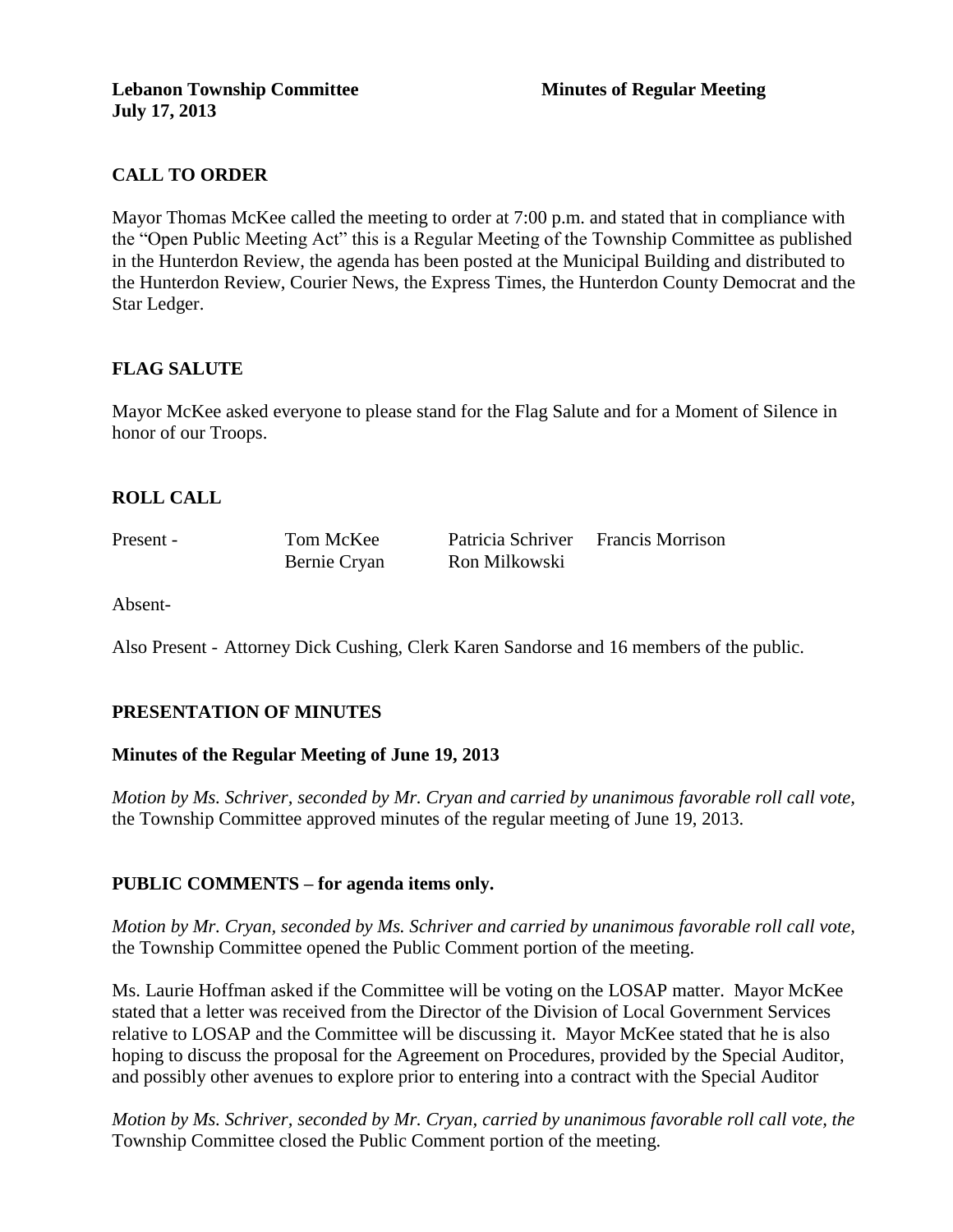**Lebanon Township Committee** **Minutes of Regular Meeting**
**July 17, 2013**

## CALL TO ORDER

Mayor Thomas McKee called the meeting to order at 7:00 p.m. and stated that in compliance with the "Open Public Meeting Act" this is a Regular Meeting of the Township Committee as published in the Hunterdon Review, the agenda has been posted at the Municipal Building and distributed to the Hunterdon Review, Courier News, the Express Times, the Hunterdon County Democrat and the Star Ledger.

## FLAG SALUTE

Mayor McKee asked everyone to please stand for the Flag Salute and for a Moment of Silence in honor of our Troops.

## ROLL CALL

| Present - | Tom McKee | Patricia Schriver | Francis Morrison |
|---|---|---|---|
| | Bernie Cryan | Ron Milkowski | |

Absent-

Also Present - Attorney Dick Cushing, Clerk Karen Sandorse and 16 members of the public.

## PRESENTATION OF MINUTES

### Minutes of the Regular Meeting of June 19, 2013

*Motion by Ms. Schriver, seconded by Mr. Cryan and carried by unanimous favorable roll call vote,* the Township Committee approved minutes of the regular meeting of June 19, 2013.

## PUBLIC COMMENTS – for agenda items only.

*Motion by Mr. Cryan, seconded by Ms. Schriver and carried by unanimous favorable roll call vote,* the Township Committee opened the Public Comment portion of the meeting.

Ms. Laurie Hoffman asked if the Committee will be voting on the LOSAP matter. Mayor McKee stated that a letter was received from the Director of the Division of Local Government Services relative to LOSAP and the Committee will be discussing it. Mayor McKee stated that he is also hoping to discuss the proposal for the Agreement on Procedures, provided by the Special Auditor, and possibly other avenues to explore prior to entering into a contract with the Special Auditor

*Motion by Ms. Schriver, seconded by Mr. Cryan, carried by unanimous favorable roll call vote, the* Township Committee closed the Public Comment portion of the meeting.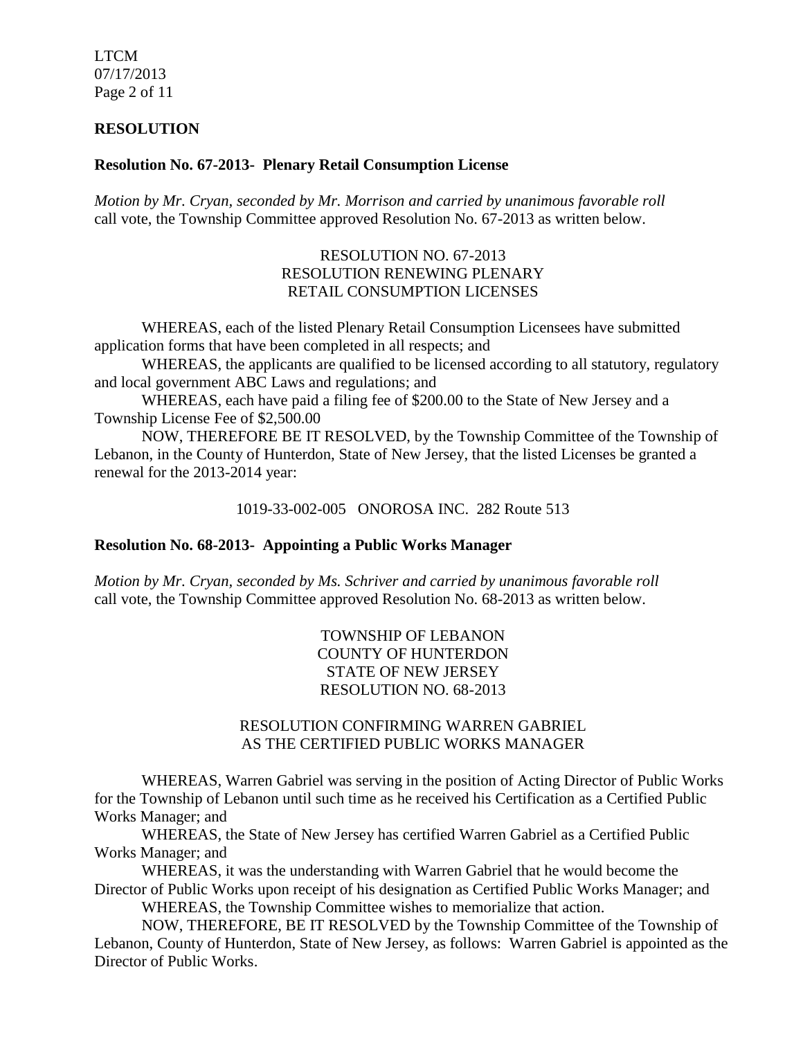## RESOLUTION

### Resolution No. 67-2013- Plenary Retail Consumption License

*Motion by Mr. Cryan, seconded by Mr. Morrison and carried by unanimous favorable roll* call vote, the Township Committee approved Resolution No. 67-2013 as written below.

RESOLUTION NO. 67-2013
RESOLUTION RENEWING PLENARY
RETAIL CONSUMPTION LICENSES

WHEREAS, each of the listed Plenary Retail Consumption Licensees have submitted application forms that have been completed in all respects; and

WHEREAS, the applicants are qualified to be licensed according to all statutory, regulatory and local government ABC Laws and regulations; and

WHEREAS, each have paid a filing fee of $200.00 to the State of New Jersey and a Township License Fee of $2,500.00

NOW, THEREFORE BE IT RESOLVED, by the Township Committee of the Township of Lebanon, in the County of Hunterdon, State of New Jersey, that the listed Licenses be granted a renewal for the 2013-2014 year:

1019-33-002-005 ONOROSA INC. 282 Route 513

### Resolution No. 68-2013- Appointing a Public Works Manager

*Motion by Mr. Cryan, seconded by Ms. Schriver and carried by unanimous favorable roll* call vote, the Township Committee approved Resolution No. 68-2013 as written below.

TOWNSHIP OF LEBANON
COUNTY OF HUNTERDON
STATE OF NEW JERSEY
RESOLUTION NO. 68-2013

RESOLUTION CONFIRMING WARREN GABRIEL
AS THE CERTIFIED PUBLIC WORKS MANAGER

WHEREAS, Warren Gabriel was serving in the position of Acting Director of Public Works for the Township of Lebanon until such time as he received his Certification as a Certified Public Works Manager; and

WHEREAS, the State of New Jersey has certified Warren Gabriel as a Certified Public Works Manager; and

WHEREAS, it was the understanding with Warren Gabriel that he would become the Director of Public Works upon receipt of his designation as Certified Public Works Manager; and

WHEREAS, the Township Committee wishes to memorialize that action.

NOW, THEREFORE, BE IT RESOLVED by the Township Committee of the Township of Lebanon, County of Hunterdon, State of New Jersey, as follows: Warren Gabriel is appointed as the Director of Public Works.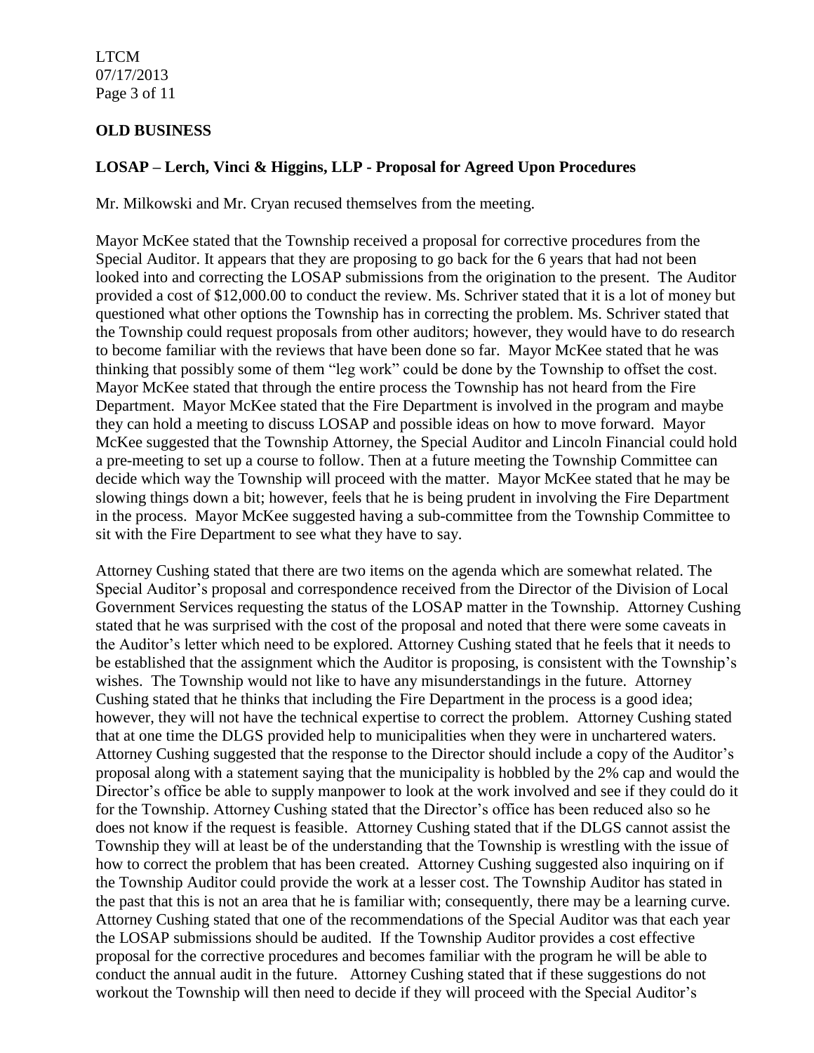## OLD BUSINESS

### LOSAP – Lerch, Vinci & Higgins, LLP - Proposal for Agreed Upon Procedures

Mr. Milkowski and Mr. Cryan recused themselves from the meeting.

Mayor McKee stated that the Township received a proposal for corrective procedures from the Special Auditor. It appears that they are proposing to go back for the 6 years that had not been looked into and correcting the LOSAP submissions from the origination to the present. The Auditor provided a cost of $12,000.00 to conduct the review. Ms. Schriver stated that it is a lot of money but questioned what other options the Township has in correcting the problem. Ms. Schriver stated that the Township could request proposals from other auditors; however, they would have to do research to become familiar with the reviews that have been done so far. Mayor McKee stated that he was thinking that possibly some of them "leg work" could be done by the Township to offset the cost. Mayor McKee stated that through the entire process the Township has not heard from the Fire Department. Mayor McKee stated that the Fire Department is involved in the program and maybe they can hold a meeting to discuss LOSAP and possible ideas on how to move forward. Mayor McKee suggested that the Township Attorney, the Special Auditor and Lincoln Financial could hold a pre-meeting to set up a course to follow. Then at a future meeting the Township Committee can decide which way the Township will proceed with the matter. Mayor McKee stated that he may be slowing things down a bit; however, feels that he is being prudent in involving the Fire Department in the process. Mayor McKee suggested having a sub-committee from the Township Committee to sit with the Fire Department to see what they have to say.

Attorney Cushing stated that there are two items on the agenda which are somewhat related. The Special Auditor's proposal and correspondence received from the Director of the Division of Local Government Services requesting the status of the LOSAP matter in the Township. Attorney Cushing stated that he was surprised with the cost of the proposal and noted that there were some caveats in the Auditor's letter which need to be explored. Attorney Cushing stated that he feels that it needs to be established that the assignment which the Auditor is proposing, is consistent with the Township's wishes. The Township would not like to have any misunderstandings in the future. Attorney Cushing stated that he thinks that including the Fire Department in the process is a good idea; however, they will not have the technical expertise to correct the problem. Attorney Cushing stated that at one time the DLGS provided help to municipalities when they were in unchartered waters. Attorney Cushing suggested that the response to the Director should include a copy of the Auditor's proposal along with a statement saying that the municipality is hobbled by the 2% cap and would the Director's office be able to supply manpower to look at the work involved and see if they could do it for the Township. Attorney Cushing stated that the Director's office has been reduced also so he does not know if the request is feasible. Attorney Cushing stated that if the DLGS cannot assist the Township they will at least be of the understanding that the Township is wrestling with the issue of how to correct the problem that has been created. Attorney Cushing suggested also inquiring on if the Township Auditor could provide the work at a lesser cost. The Township Auditor has stated in the past that this is not an area that he is familiar with; consequently, there may be a learning curve. Attorney Cushing stated that one of the recommendations of the Special Auditor was that each year the LOSAP submissions should be audited. If the Township Auditor provides a cost effective proposal for the corrective procedures and becomes familiar with the program he will be able to conduct the annual audit in the future. Attorney Cushing stated that if these suggestions do not workout the Township will then need to decide if they will proceed with the Special Auditor's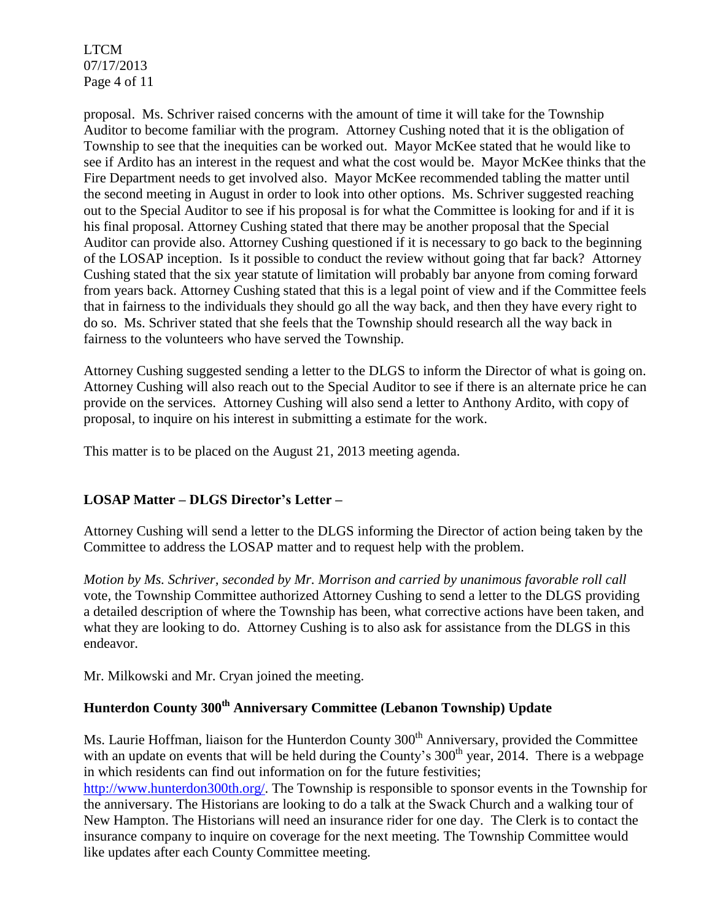proposal. Ms. Schriver raised concerns with the amount of time it will take for the Township Auditor to become familiar with the program. Attorney Cushing noted that it is the obligation of Township to see that the inequities can be worked out. Mayor McKee stated that he would like to see if Ardito has an interest in the request and what the cost would be. Mayor McKee thinks that the Fire Department needs to get involved also. Mayor McKee recommended tabling the matter until the second meeting in August in order to look into other options. Ms. Schriver suggested reaching out to the Special Auditor to see if his proposal is for what the Committee is looking for and if it is his final proposal. Attorney Cushing stated that there may be another proposal that the Special Auditor can provide also. Attorney Cushing questioned if it is necessary to go back to the beginning of the LOSAP inception. Is it possible to conduct the review without going that far back? Attorney Cushing stated that the six year statute of limitation will probably bar anyone from coming forward from years back. Attorney Cushing stated that this is a legal point of view and if the Committee feels that in fairness to the individuals they should go all the way back, and then they have every right to do so. Ms. Schriver stated that she feels that the Township should research all the way back in fairness to the volunteers who have served the Township.

Attorney Cushing suggested sending a letter to the DLGS to inform the Director of what is going on. Attorney Cushing will also reach out to the Special Auditor to see if there is an alternate price he can provide on the services. Attorney Cushing will also send a letter to Anthony Ardito, with copy of proposal, to inquire on his interest in submitting a estimate for the work.

This matter is to be placed on the August 21, 2013 meeting agenda.

**LOSAP Matter – DLGS Director's Letter –**

Attorney Cushing will send a letter to the DLGS informing the Director of action being taken by the Committee to address the LOSAP matter and to request help with the problem.

*Motion by Ms. Schriver, seconded by Mr. Morrison and carried by unanimous favorable roll call* vote, the Township Committee authorized Attorney Cushing to send a letter to the DLGS providing a detailed description of where the Township has been, what corrective actions have been taken, and what they are looking to do. Attorney Cushing is to also ask for assistance from the DLGS in this endeavor.

Mr. Milkowski and Mr. Cryan joined the meeting.

**Hunterdon County 300th Anniversary Committee (Lebanon Township) Update**

Ms. Laurie Hoffman, liaison for the Hunterdon County 300th Anniversary, provided the Committee with an update on events that will be held during the County's 300th year, 2014. There is a webpage in which residents can find out information on for the future festivities; http://www.hunterdon300th.org/. The Township is responsible to sponsor events in the Township for the anniversary. The Historians are looking to do a talk at the Swack Church and a walking tour of New Hampton. The Historians will need an insurance rider for one day. The Clerk is to contact the insurance company to inquire on coverage for the next meeting. The Township Committee would like updates after each County Committee meeting.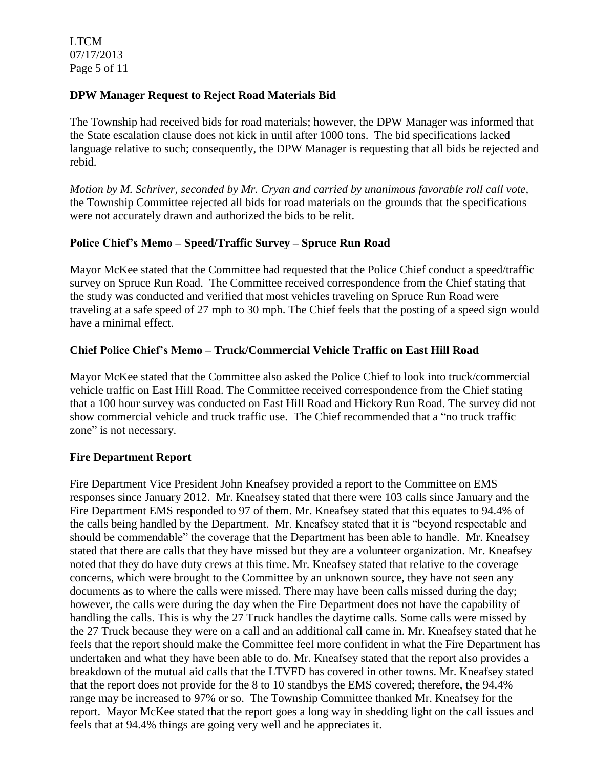**DPW Manager Request to Reject Road Materials Bid**

The Township had received bids for road materials; however, the DPW Manager was informed that the State escalation clause does not kick in until after 1000 tons. The bid specifications lacked language relative to such; consequently, the DPW Manager is requesting that all bids be rejected and rebid.

*Motion by M. Schriver, seconded by Mr. Cryan and carried by unanimous favorable roll call vote*, the Township Committee rejected all bids for road materials on the grounds that the specifications were not accurately drawn and authorized the bids to be relit.

**Police Chief's Memo – Speed/Traffic Survey – Spruce Run Road**

Mayor McKee stated that the Committee had requested that the Police Chief conduct a speed/traffic survey on Spruce Run Road. The Committee received correspondence from the Chief stating that the study was conducted and verified that most vehicles traveling on Spruce Run Road were traveling at a safe speed of 27 mph to 30 mph. The Chief feels that the posting of a speed sign would have a minimal effect.

**Chief Police Chief's Memo – Truck/Commercial Vehicle Traffic on East Hill Road**

Mayor McKee stated that the Committee also asked the Police Chief to look into truck/commercial vehicle traffic on East Hill Road. The Committee received correspondence from the Chief stating that a 100 hour survey was conducted on East Hill Road and Hickory Run Road. The survey did not show commercial vehicle and truck traffic use. The Chief recommended that a "no truck traffic zone" is not necessary.

**Fire Department Report**

Fire Department Vice President John Kneafsey provided a report to the Committee on EMS responses since January 2012. Mr. Kneafsey stated that there were 103 calls since January and the Fire Department EMS responded to 97 of them. Mr. Kneafsey stated that this equates to 94.4% of the calls being handled by the Department. Mr. Kneafsey stated that it is "beyond respectable and should be commendable" the coverage that the Department has been able to handle. Mr. Kneafsey stated that there are calls that they have missed but they are a volunteer organization. Mr. Kneafsey noted that they do have duty crews at this time. Mr. Kneafsey stated that relative to the coverage concerns, which were brought to the Committee by an unknown source, they have not seen any documents as to where the calls were missed. There may have been calls missed during the day; however, the calls were during the day when the Fire Department does not have the capability of handling the calls. This is why the 27 Truck handles the daytime calls. Some calls were missed by the 27 Truck because they were on a call and an additional call came in. Mr. Kneafsey stated that he feels that the report should make the Committee feel more confident in what the Fire Department has undertaken and what they have been able to do. Mr. Kneafsey stated that the report also provides a breakdown of the mutual aid calls that the LTVFD has covered in other towns. Mr. Kneafsey stated that the report does not provide for the 8 to 10 standbys the EMS covered; therefore, the 94.4% range may be increased to 97% or so. The Township Committee thanked Mr. Kneafsey for the report. Mayor McKee stated that the report goes a long way in shedding light on the call issues and feels that at 94.4% things are going very well and he appreciates it.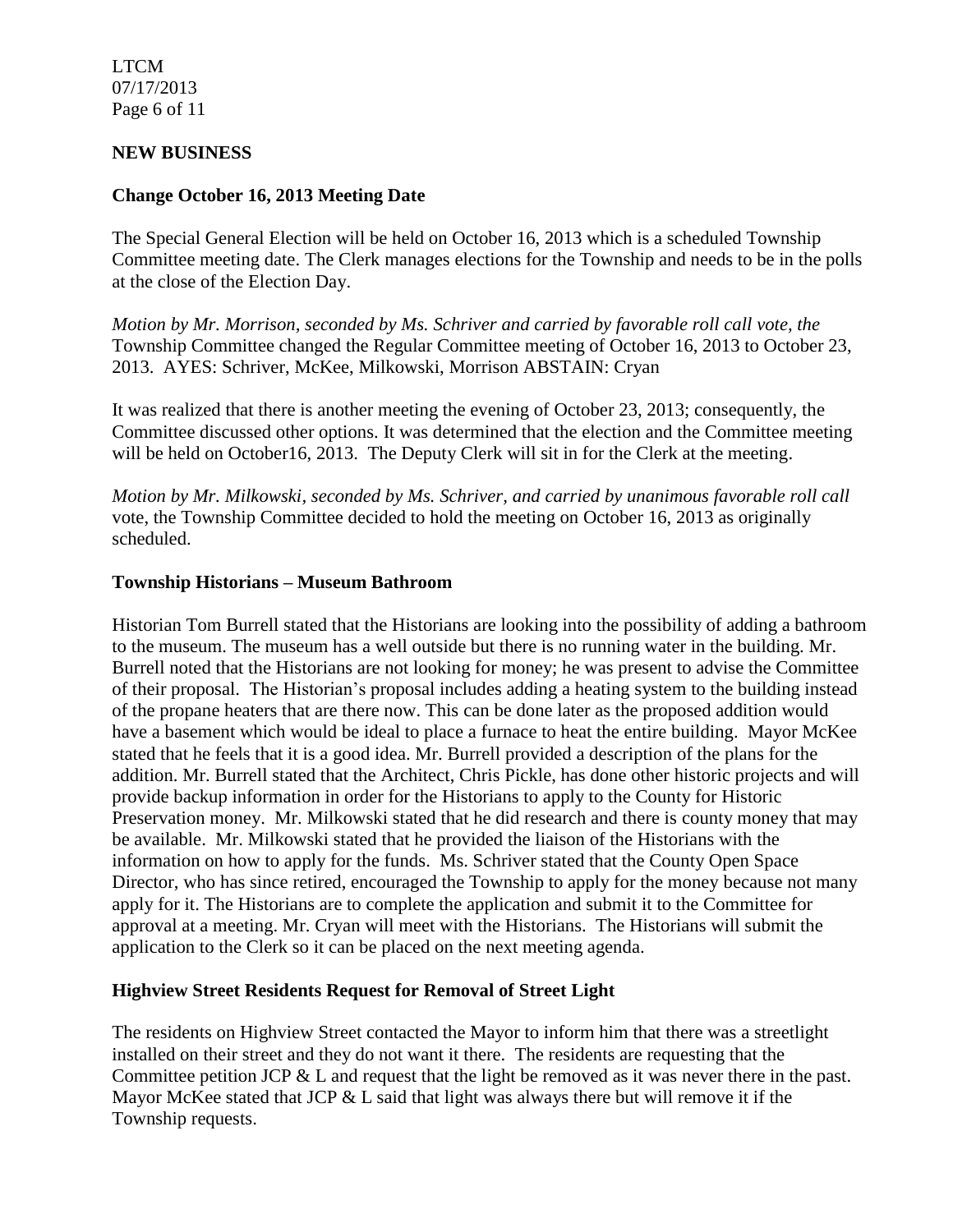## NEW BUSINESS

### Change October 16, 2013 Meeting Date

The Special General Election will be held on October 16, 2013 which is a scheduled Township Committee meeting date. The Clerk manages elections for the Township and needs to be in the polls at the close of the Election Day.

*Motion by Mr. Morrison, seconded by Ms. Schriver and carried by favorable roll call vote, the* Township Committee changed the Regular Committee meeting of October 16, 2013 to October 23, 2013. AYES: Schriver, McKee, Milkowski, Morrison ABSTAIN: Cryan

It was realized that there is another meeting the evening of October 23, 2013; consequently, the Committee discussed other options. It was determined that the election and the Committee meeting will be held on October16, 2013. The Deputy Clerk will sit in for the Clerk at the meeting.

*Motion by Mr. Milkowski, seconded by Ms. Schriver, and carried by unanimous favorable roll call* vote, the Township Committee decided to hold the meeting on October 16, 2013 as originally scheduled.

### Township Historians – Museum Bathroom

Historian Tom Burrell stated that the Historians are looking into the possibility of adding a bathroom to the museum. The museum has a well outside but there is no running water in the building. Mr. Burrell noted that the Historians are not looking for money; he was present to advise the Committee of their proposal. The Historian's proposal includes adding a heating system to the building instead of the propane heaters that are there now. This can be done later as the proposed addition would have a basement which would be ideal to place a furnace to heat the entire building. Mayor McKee stated that he feels that it is a good idea. Mr. Burrell provided a description of the plans for the addition. Mr. Burrell stated that the Architect, Chris Pickle, has done other historic projects and will provide backup information in order for the Historians to apply to the County for Historic Preservation money. Mr. Milkowski stated that he did research and there is county money that may be available. Mr. Milkowski stated that he provided the liaison of the Historians with the information on how to apply for the funds. Ms. Schriver stated that the County Open Space Director, who has since retired, encouraged the Township to apply for the money because not many apply for it. The Historians are to complete the application and submit it to the Committee for approval at a meeting. Mr. Cryan will meet with the Historians. The Historians will submit the application to the Clerk so it can be placed on the next meeting agenda.

### Highview Street Residents Request for Removal of Street Light

The residents on Highview Street contacted the Mayor to inform him that there was a streetlight installed on their street and they do not want it there. The residents are requesting that the Committee petition JCP & L and request that the light be removed as it was never there in the past. Mayor McKee stated that JCP & L said that light was always there but will remove it if the Township requests.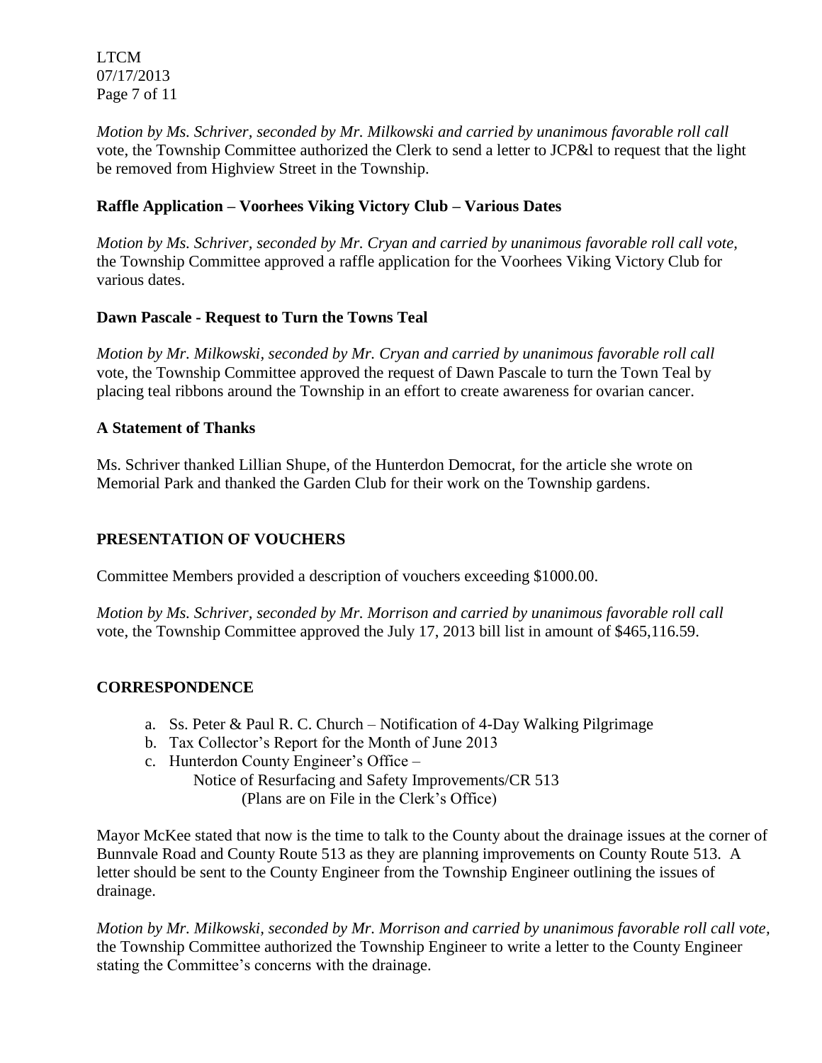*Motion by Ms. Schriver, seconded by Mr. Milkowski and carried by unanimous favorable roll call* vote, the Township Committee authorized the Clerk to send a letter to JCP&l to request that the light be removed from Highview Street in the Township.

**Raffle Application – Voorhees Viking Victory Club – Various Dates**

*Motion by Ms. Schriver, seconded by Mr. Cryan and carried by unanimous favorable roll call vote,* the Township Committee approved a raffle application for the Voorhees Viking Victory Club for various dates.

**Dawn Pascale - Request to Turn the Towns Teal**

*Motion by Mr. Milkowski, seconded by Mr. Cryan and carried by unanimous favorable roll call* vote, the Township Committee approved the request of Dawn Pascale to turn the Town Teal by placing teal ribbons around the Township in an effort to create awareness for ovarian cancer.

**A Statement of Thanks**

Ms. Schriver thanked Lillian Shupe, of the Hunterdon Democrat, for the article she wrote on Memorial Park and thanked the Garden Club for their work on the Township gardens.

## PRESENTATION OF VOUCHERS

Committee Members provided a description of vouchers exceeding $1000.00.

*Motion by Ms. Schriver, seconded by Mr. Morrison and carried by unanimous favorable roll call* vote, the Township Committee approved the July 17, 2013 bill list in amount of $465,116.59.

## CORRESPONDENCE

a. Ss. Peter & Paul R. C. Church – Notification of 4-Day Walking Pilgrimage
b. Tax Collector's Report for the Month of June 2013
c. Hunterdon County Engineer's Office –
   Notice of Resurfacing and Safety Improvements/CR 513
   (Plans are on File in the Clerk's Office)

Mayor McKee stated that now is the time to talk to the County about the drainage issues at the corner of Bunnvale Road and County Route 513 as they are planning improvements on County Route 513. A letter should be sent to the County Engineer from the Township Engineer outlining the issues of drainage.

*Motion by Mr. Milkowski, seconded by Mr. Morrison and carried by unanimous favorable roll call vote,* the Township Committee authorized the Township Engineer to write a letter to the County Engineer stating the Committee's concerns with the drainage.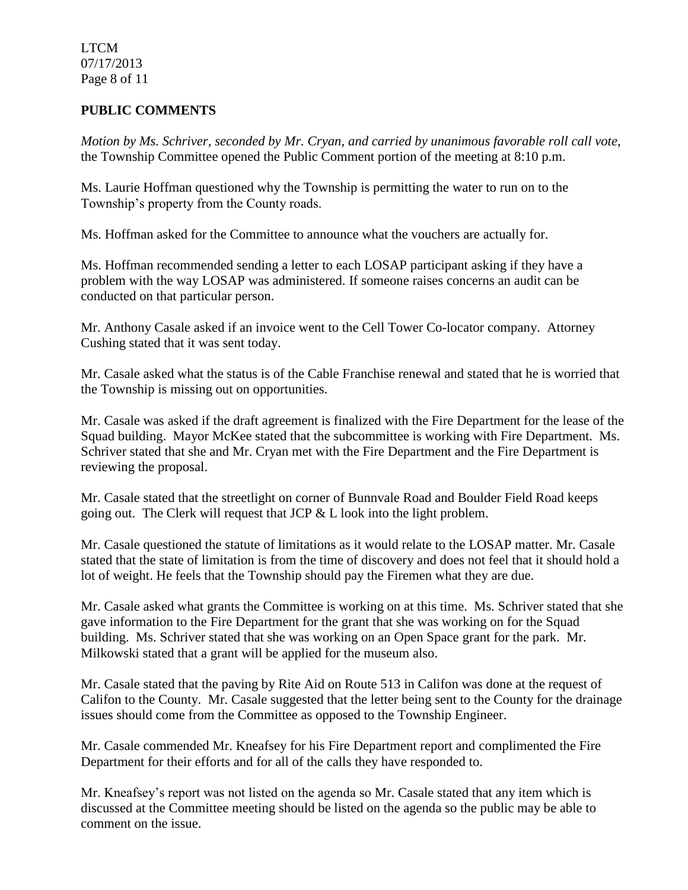## PUBLIC COMMENTS

*Motion by Ms. Schriver, seconded by Mr. Cryan, and carried by unanimous favorable roll call vote,* the Township Committee opened the Public Comment portion of the meeting at 8:10 p.m.

Ms. Laurie Hoffman questioned why the Township is permitting the water to run on to the Township's property from the County roads.

Ms. Hoffman asked for the Committee to announce what the vouchers are actually for.

Ms. Hoffman recommended sending a letter to each LOSAP participant asking if they have a problem with the way LOSAP was administered. If someone raises concerns an audit can be conducted on that particular person.

Mr. Anthony Casale asked if an invoice went to the Cell Tower Co-locator company. Attorney Cushing stated that it was sent today.

Mr. Casale asked what the status is of the Cable Franchise renewal and stated that he is worried that the Township is missing out on opportunities.

Mr. Casale was asked if the draft agreement is finalized with the Fire Department for the lease of the Squad building. Mayor McKee stated that the subcommittee is working with Fire Department. Ms. Schriver stated that she and Mr. Cryan met with the Fire Department and the Fire Department is reviewing the proposal.

Mr. Casale stated that the streetlight on corner of Bunnvale Road and Boulder Field Road keeps going out. The Clerk will request that JCP & L look into the light problem.

Mr. Casale questioned the statute of limitations as it would relate to the LOSAP matter. Mr. Casale stated that the state of limitation is from the time of discovery and does not feel that it should hold a lot of weight. He feels that the Township should pay the Firemen what they are due.

Mr. Casale asked what grants the Committee is working on at this time. Ms. Schriver stated that she gave information to the Fire Department for the grant that she was working on for the Squad building. Ms. Schriver stated that she was working on an Open Space grant for the park. Mr. Milkowski stated that a grant will be applied for the museum also.

Mr. Casale stated that the paving by Rite Aid on Route 513 in Califon was done at the request of Califon to the County. Mr. Casale suggested that the letter being sent to the County for the drainage issues should come from the Committee as opposed to the Township Engineer.

Mr. Casale commended Mr. Kneafsey for his Fire Department report and complimented the Fire Department for their efforts and for all of the calls they have responded to.

Mr. Kneafsey's report was not listed on the agenda so Mr. Casale stated that any item which is discussed at the Committee meeting should be listed on the agenda so the public may be able to comment on the issue.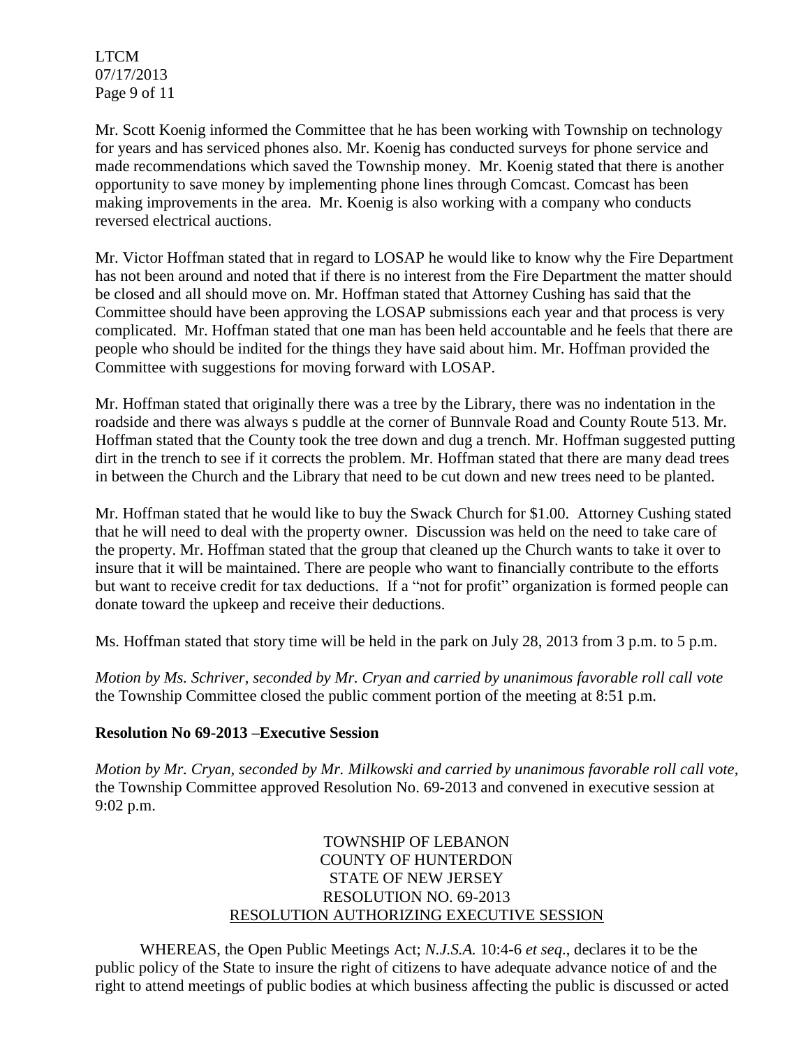Mr. Scott Koenig informed the Committee that he has been working with Township on technology for years and has serviced phones also. Mr. Koenig has conducted surveys for phone service and made recommendations which saved the Township money. Mr. Koenig stated that there is another opportunity to save money by implementing phone lines through Comcast. Comcast has been making improvements in the area. Mr. Koenig is also working with a company who conducts reversed electrical auctions.

Mr. Victor Hoffman stated that in regard to LOSAP he would like to know why the Fire Department has not been around and noted that if there is no interest from the Fire Department the matter should be closed and all should move on. Mr. Hoffman stated that Attorney Cushing has said that the Committee should have been approving the LOSAP submissions each year and that process is very complicated. Mr. Hoffman stated that one man has been held accountable and he feels that there are people who should be indited for the things they have said about him. Mr. Hoffman provided the Committee with suggestions for moving forward with LOSAP.

Mr. Hoffman stated that originally there was a tree by the Library, there was no indentation in the roadside and there was always s puddle at the corner of Bunnvale Road and County Route 513. Mr. Hoffman stated that the County took the tree down and dug a trench. Mr. Hoffman suggested putting dirt in the trench to see if it corrects the problem. Mr. Hoffman stated that there are many dead trees in between the Church and the Library that need to be cut down and new trees need to be planted.

Mr. Hoffman stated that he would like to buy the Swack Church for $1.00. Attorney Cushing stated that he will need to deal with the property owner. Discussion was held on the need to take care of the property. Mr. Hoffman stated that the group that cleaned up the Church wants to take it over to insure that it will be maintained. There are people who want to financially contribute to the efforts but want to receive credit for tax deductions. If a "not for profit" organization is formed people can donate toward the upkeep and receive their deductions.

Ms. Hoffman stated that story time will be held in the park on July 28, 2013 from 3 p.m. to 5 p.m.

*Motion by Ms. Schriver, seconded by Mr. Cryan and carried by unanimous favorable roll call vote* the Township Committee closed the public comment portion of the meeting at 8:51 p.m.

**Resolution No 69-2013 –Executive Session**

*Motion by Mr. Cryan, seconded by Mr. Milkowski and carried by unanimous favorable roll call vote,* the Township Committee approved Resolution No. 69-2013 and convened in executive session at 9:02 p.m.

TOWNSHIP OF LEBANON
COUNTY OF HUNTERDON
STATE OF NEW JERSEY
RESOLUTION NO. 69-2013
RESOLUTION AUTHORIZING EXECUTIVE SESSION

WHEREAS, the Open Public Meetings Act; *N.J.S.A.* 10:4-6 *et seq*., declares it to be the public policy of the State to insure the right of citizens to have adequate advance notice of and the right to attend meetings of public bodies at which business affecting the public is discussed or acted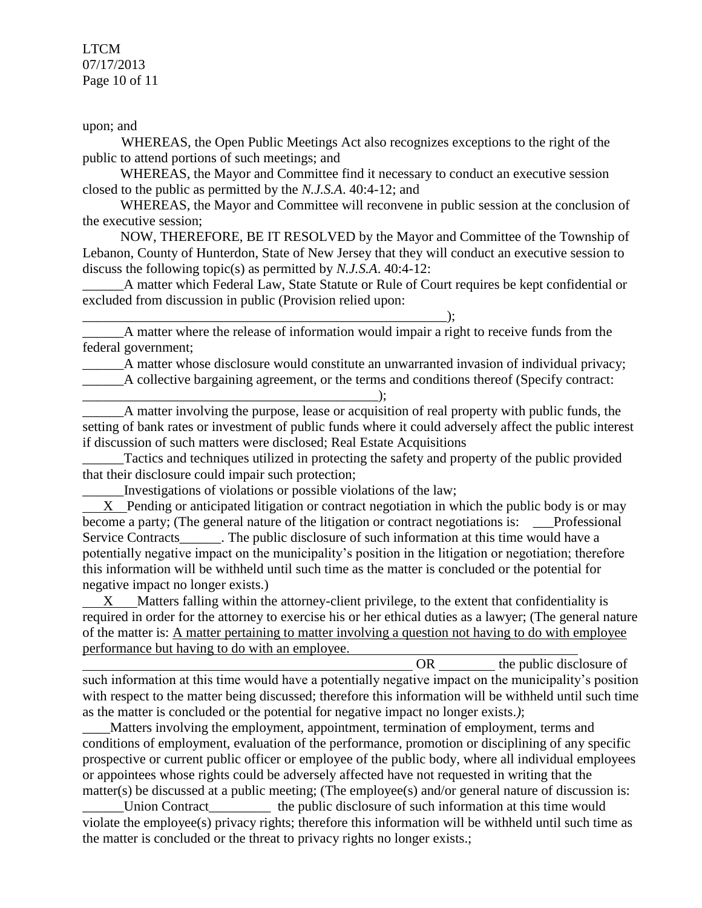upon; and

WHEREAS, the Open Public Meetings Act also recognizes exceptions to the right of the public to attend portions of such meetings; and

WHEREAS, the Mayor and Committee find it necessary to conduct an executive session closed to the public as permitted by the *N.J.S.A.* 40:4-12; and

WHEREAS, the Mayor and Committee will reconvene in public session at the conclusion of the executive session;

NOW, THEREFORE, BE IT RESOLVED by the Mayor and Committee of the Township of Lebanon, County of Hunterdon, State of New Jersey that they will conduct an executive session to discuss the following topic(s) as permitted by *N.J.S.A.* 40:4-12:

______A matter which Federal Law, State Statute or Rule of Court requires be kept confidential or excluded from discussion in public (Provision relied upon: ________________________________________________________);

______A matter where the release of information would impair a right to receive funds from the federal government;

______A matter whose disclosure would constitute an unwarranted invasion of individual privacy;

______A collective bargaining agreement, or the terms and conditions thereof (Specify contract: ____________________________________________);

______A matter involving the purpose, lease or acquisition of real property with public funds, the setting of bank rates or investment of public funds where it could adversely affect the public interest if discussion of such matters were disclosed; Real Estate Acquisitions

______Tactics and techniques utilized in protecting the safety and property of the public provided that their disclosure could impair such protection;

______Investigations of violations or possible violations of the law;

___X__Pending or anticipated litigation or contract negotiation in which the public body is or may become a party; (The general nature of the litigation or contract negotiations is: ___Professional Service Contracts______. The public disclosure of such information at this time would have a potentially negative impact on the municipality's position in the litigation or negotiation; therefore this information will be withheld until such time as the matter is concluded or the potential for negative impact no longer exists.)

___X___Matters falling within the attorney-client privilege, to the extent that confidentiality is required in order for the attorney to exercise his or her ethical duties as a lawyer; (The general nature of the matter is: A matter pertaining to matter involving a question not having to do with employee performance but having to do with an employee. __________________________________________________ OR ________ the public disclosure of such information at this time would have a potentially negative impact on the municipality's position with respect to the matter being discussed; therefore this information will be withheld until such time as the matter is concluded or the potential for negative impact no longer exists.*)*;

____Matters involving the employment, appointment, termination of employment, terms and conditions of employment, evaluation of the performance, promotion or disciplining of any specific prospective or current public officer or employee of the public body, where all individual employees or appointees whose rights could be adversely affected have not requested in writing that the matter(s) be discussed at a public meeting; (The employee(s) and/or general nature of discussion is: ______Union Contract_________ the public disclosure of such information at this time would violate the employee(s) privacy rights; therefore this information will be withheld until such time as the matter is concluded or the threat to privacy rights no longer exists.;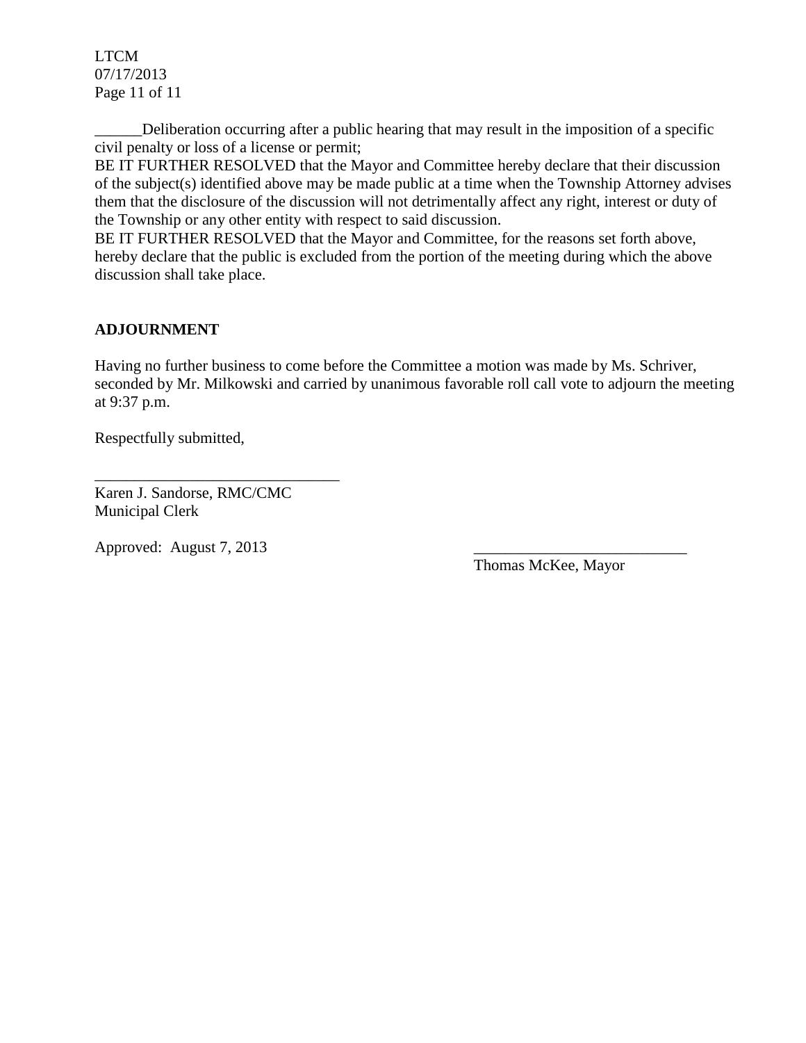______Deliberation occurring after a public hearing that may result in the imposition of a specific civil penalty or loss of a license or permit;

BE IT FURTHER RESOLVED that the Mayor and Committee hereby declare that their discussion of the subject(s) identified above may be made public at a time when the Township Attorney advises them that the disclosure of the discussion will not detrimentally affect any right, interest or duty of the Township or any other entity with respect to said discussion.

BE IT FURTHER RESOLVED that the Mayor and Committee, for the reasons set forth above, hereby declare that the public is excluded from the portion of the meeting during which the above discussion shall take place.

**ADJOURNMENT**

Having no further business to come before the Committee a motion was made by Ms. Schriver, seconded by Mr. Milkowski and carried by unanimous favorable roll call vote to adjourn the meeting at 9:37 p.m.

Respectfully submitted,

________________________________
Karen J. Sandorse, RMC/CMC
Municipal Clerk

Approved: August 7, 2013

________________________________
Thomas McKee, Mayor